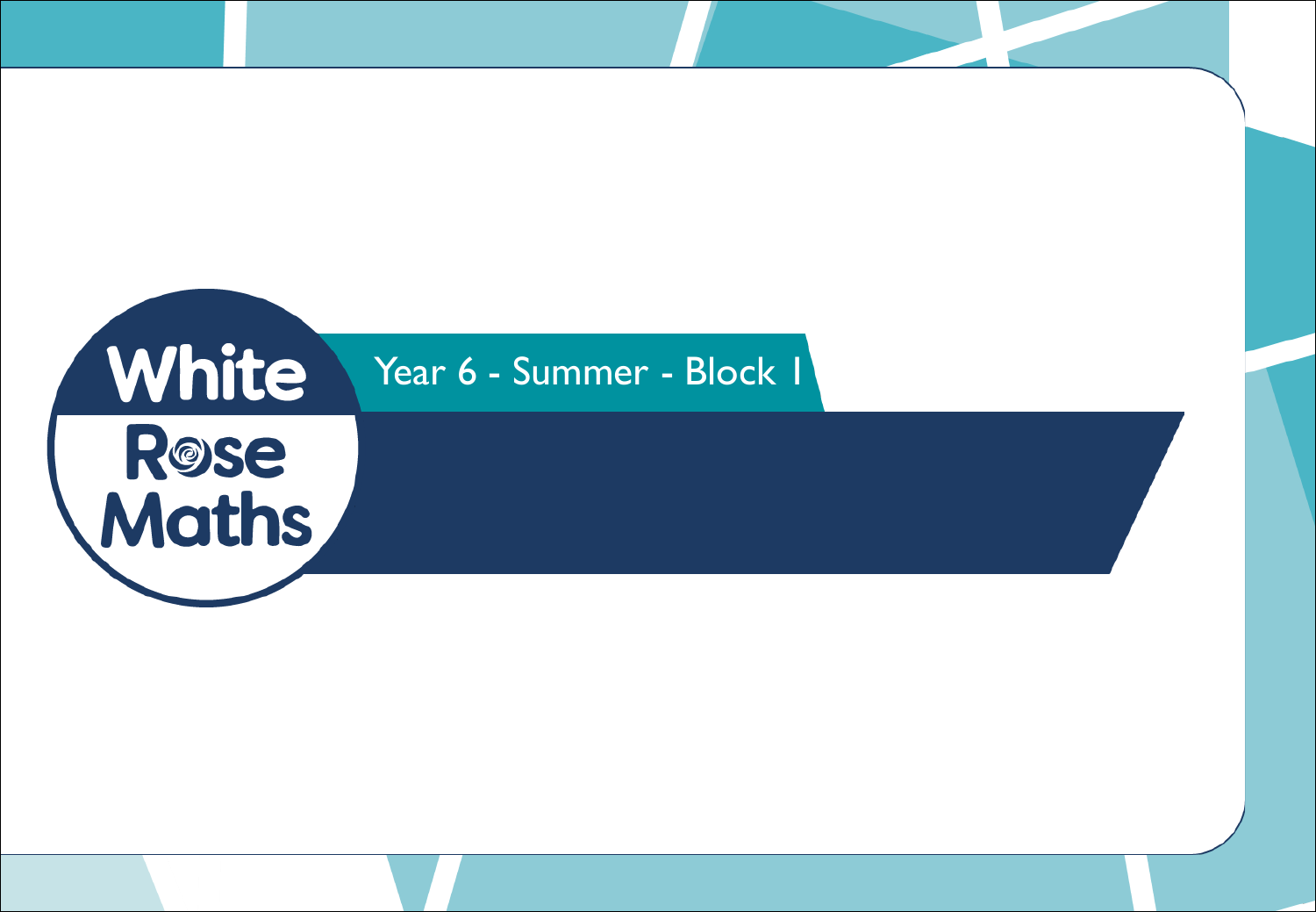White Rose Maths

Year 6 - Summer - Block 1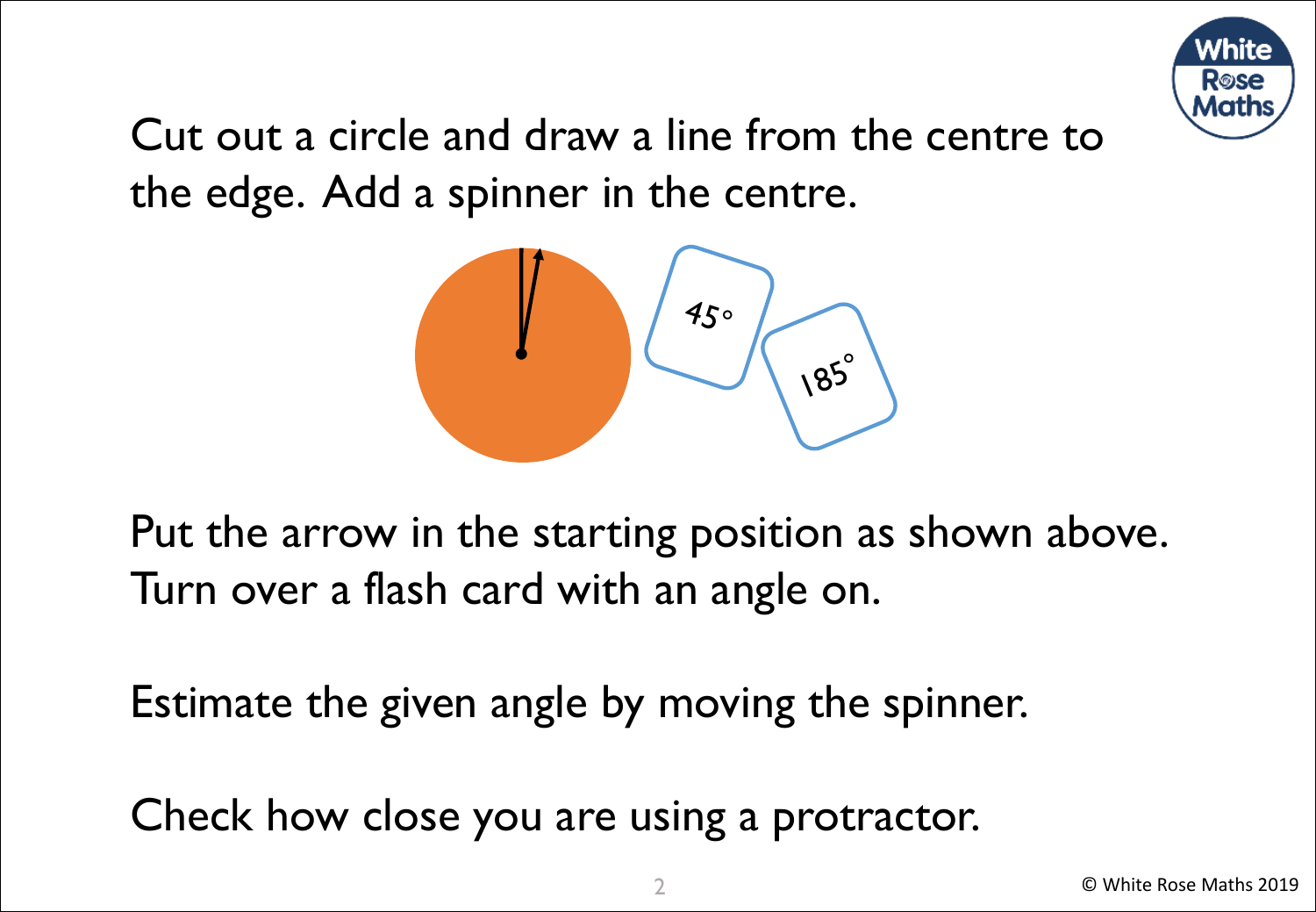Cut out a circle and draw a line from the centre to the edge. Add a spinner in the centre.

Put the arrow in the starting position as shown above. Turn over a flash card with an angle on.

Estimate the given angle by moving the spinner.

Check how close you are using a protractor.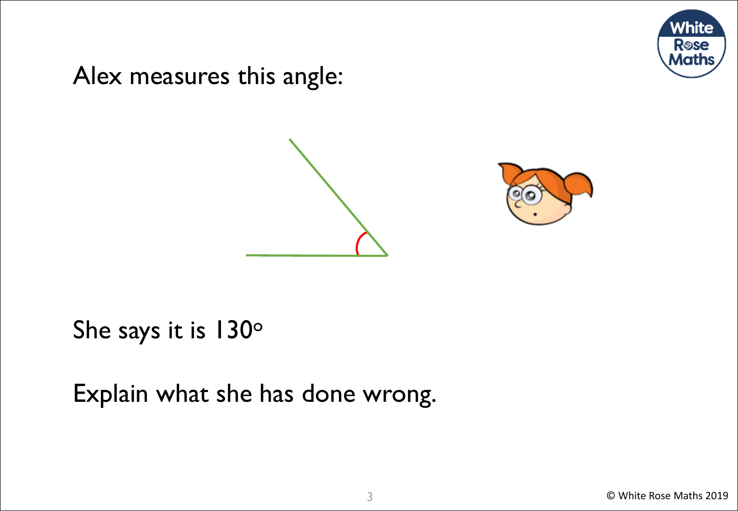Alex measures this angle:

She says it is 130°

Explain what she has done wrong.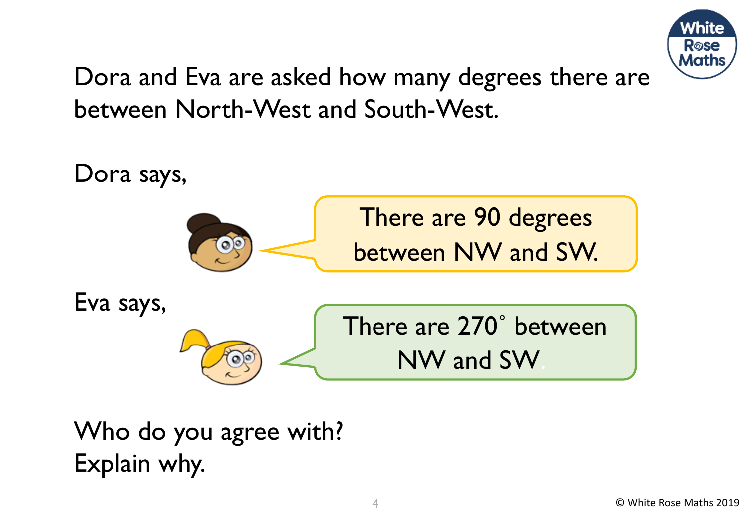Dora and Eva are asked how many degrees there are between North-West and South-West.

Dora says,

> There are 90 degrees between NW and SW.

Eva says,

> There are 270° between NW and SW.

Who do you agree with?
Explain why.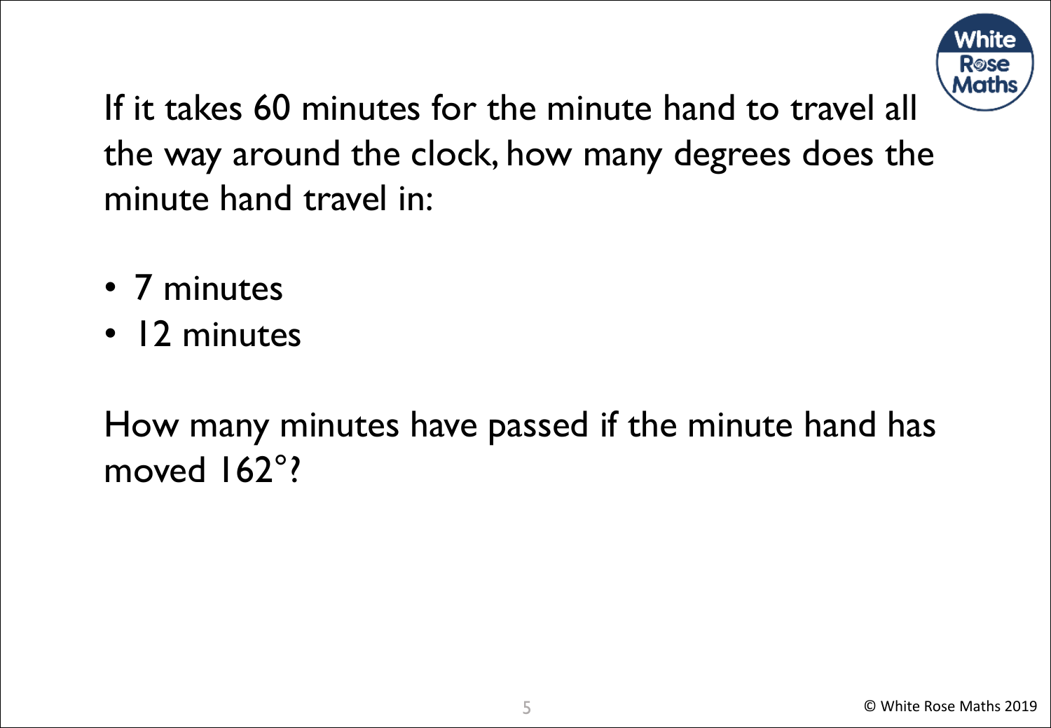If it takes 60 minutes for the minute hand to travel all the way around the clock, how many degrees does the minute hand travel in:

- 7 minutes
- 12 minutes

How many minutes have passed if the minute hand has moved $162°$?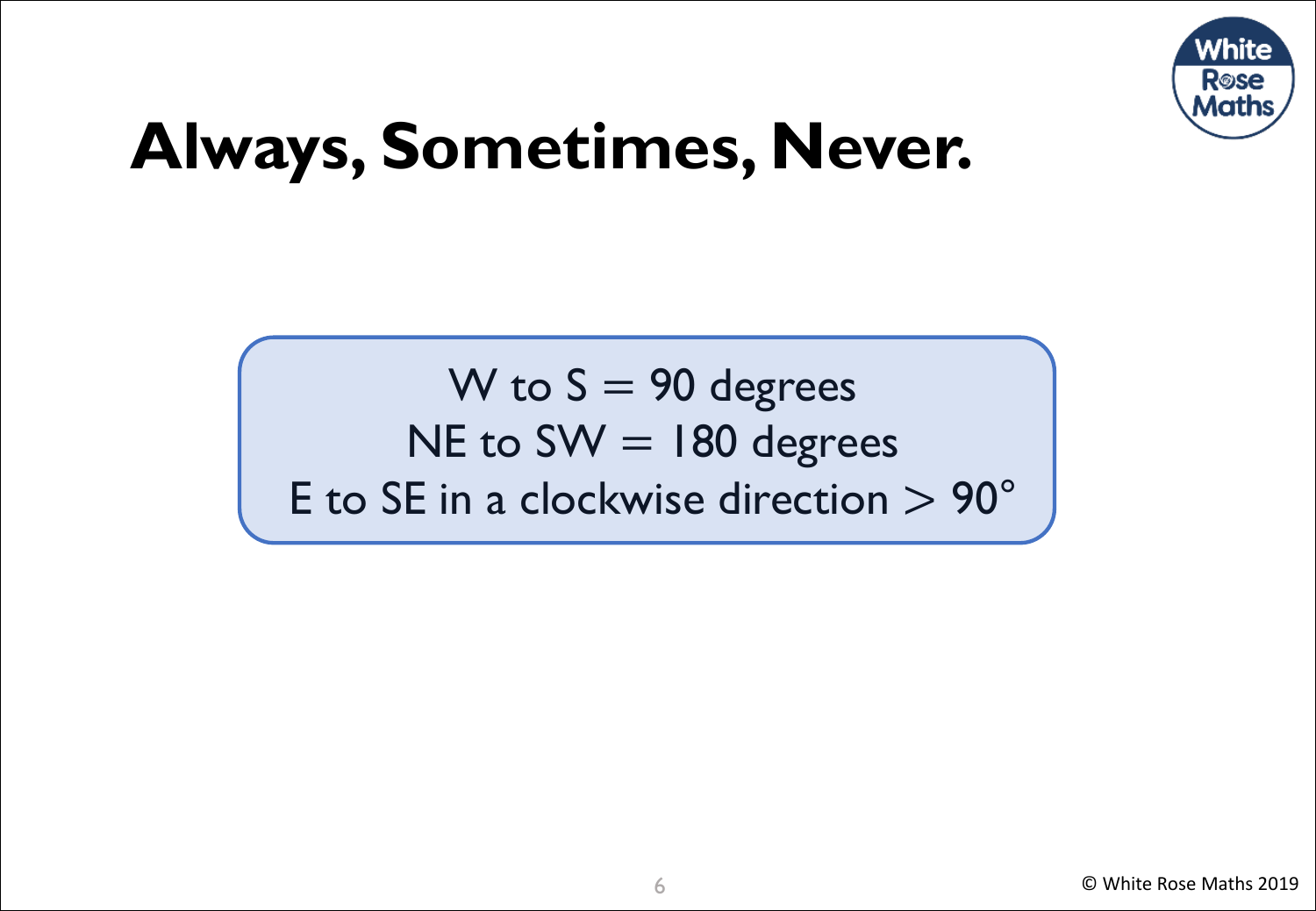# Always, Sometimes, Never.

W to S = 90 degrees

NE to SW = 180 degrees

E to SE in a clockwise direction $> 90°$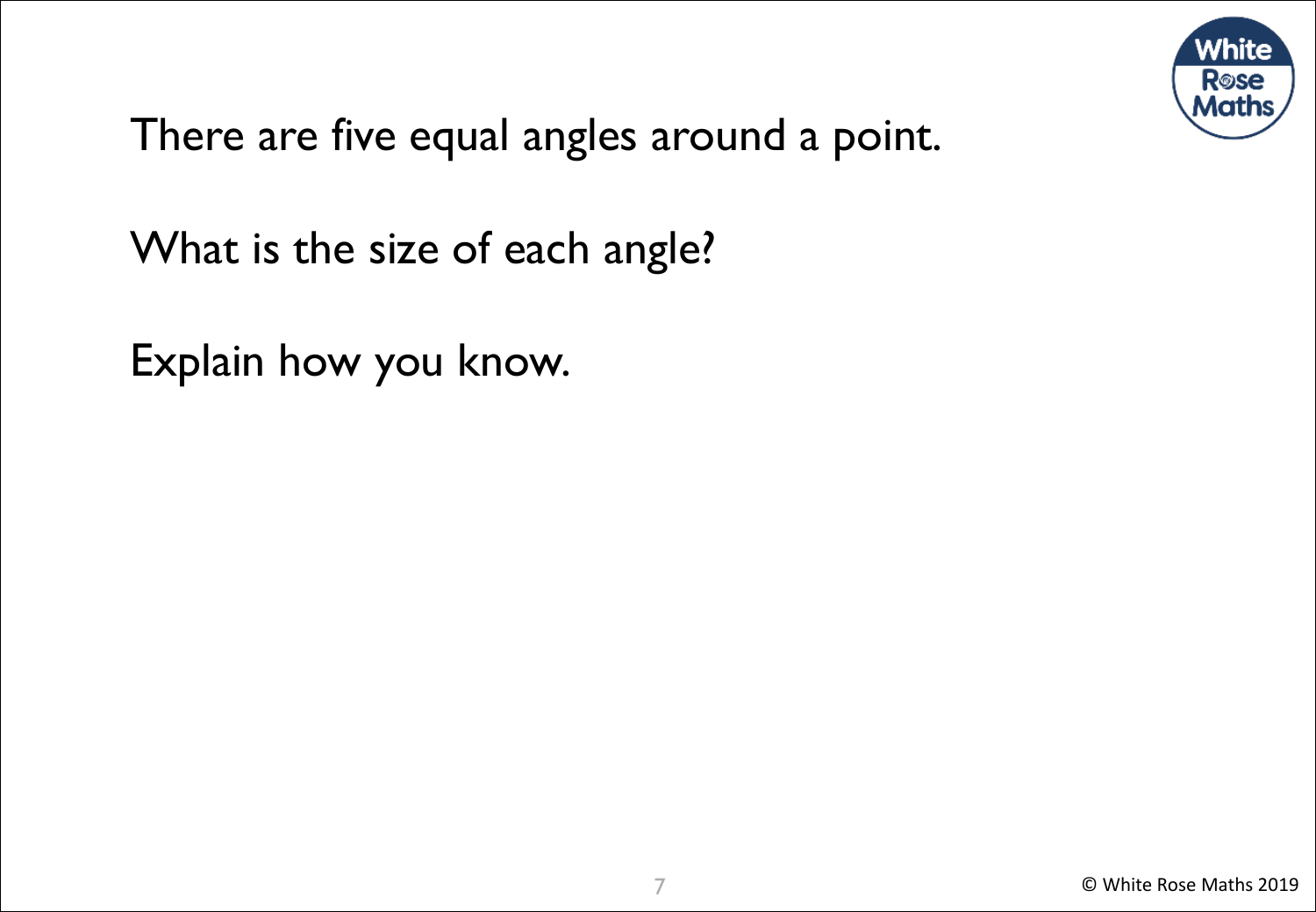There are five equal angles around a point.

What is the size of each angle?

Explain how you know.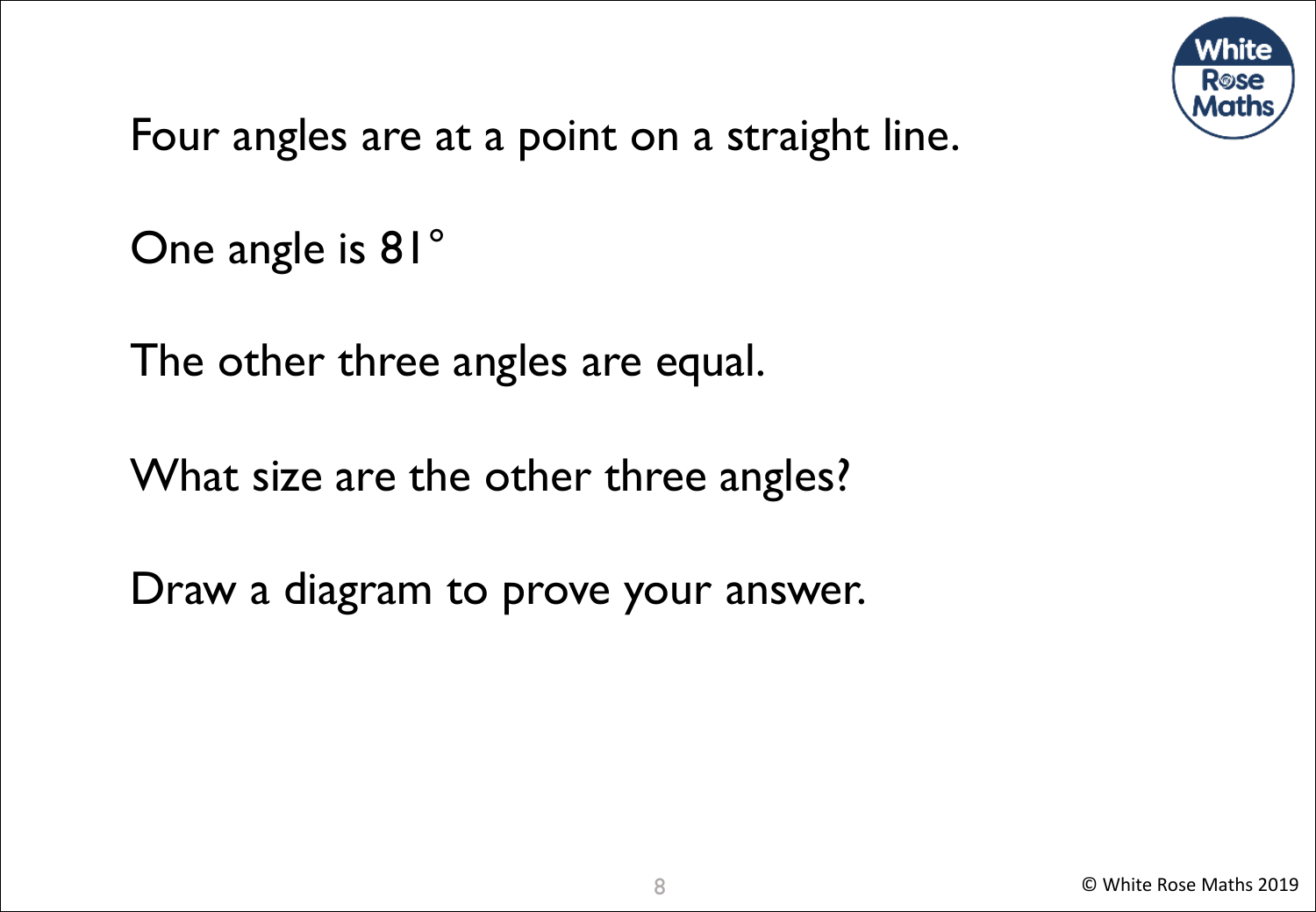Four angles are at a point on a straight line.

One angle is 81°

The other three angles are equal.

What size are the other three angles?

Draw a diagram to prove your answer.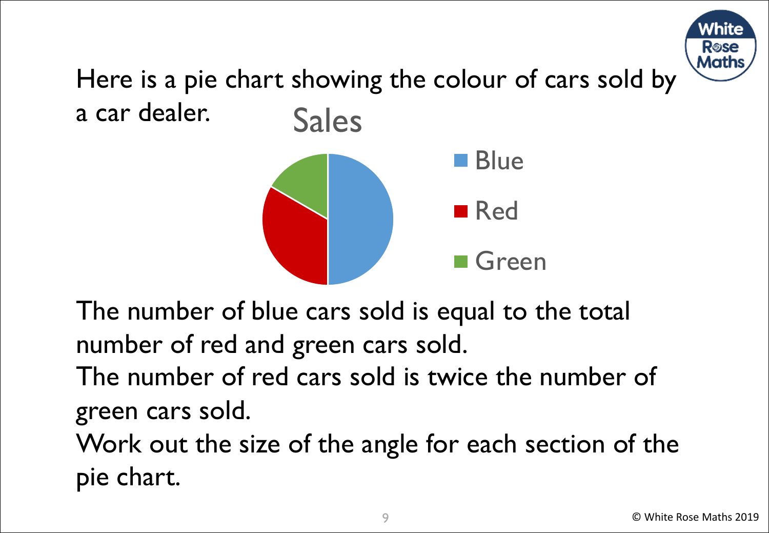Here is a pie chart showing the colour of cars sold by a car dealer.

Sales

- Blue
- Red
- Green

The number of blue cars sold is equal to the total number of red and green cars sold.

The number of red cars sold is twice the number of green cars sold.

Work out the size of the angle for each section of the pie chart.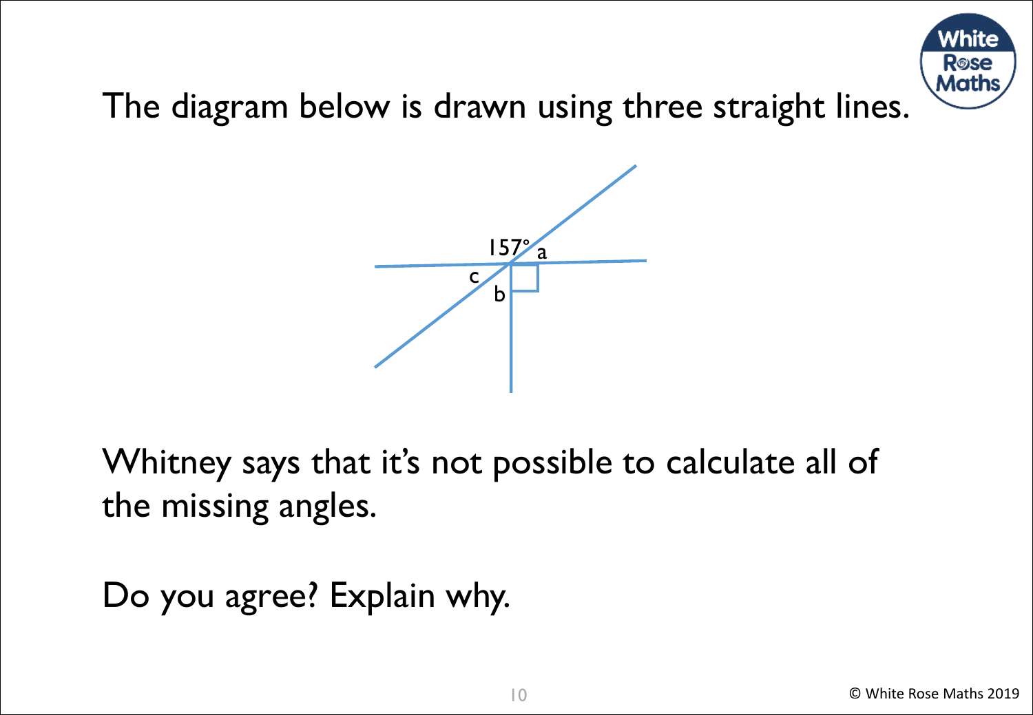The diagram below is drawn using three straight lines.

157°  a

c

b

Whitney says that it's not possible to calculate all of the missing angles.

Do you agree? Explain why.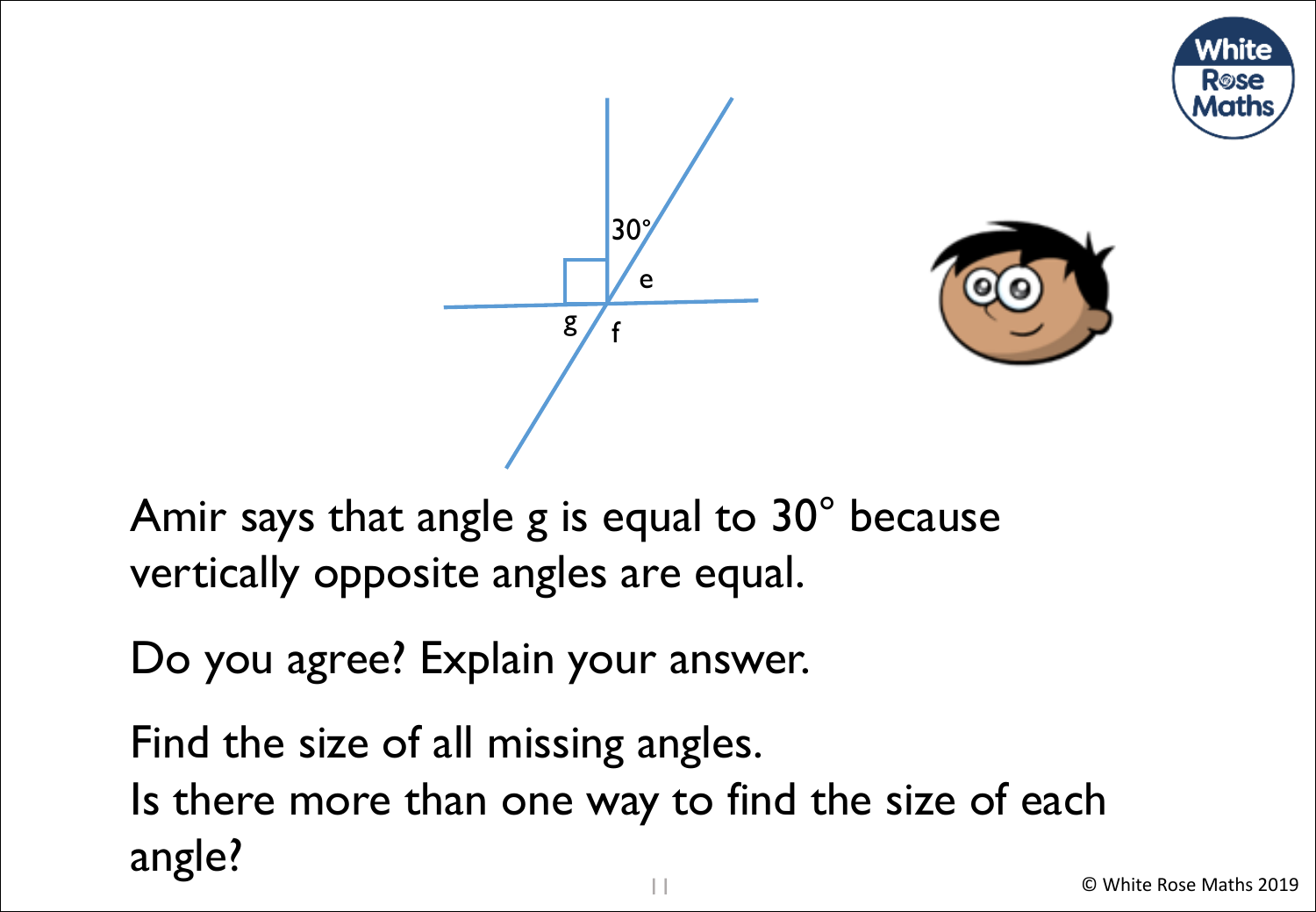Amir says that angle g is equal to 30° because vertically opposite angles are equal.

Do you agree? Explain your answer.

Find the size of all missing angles.
Is there more than one way to find the size of each angle?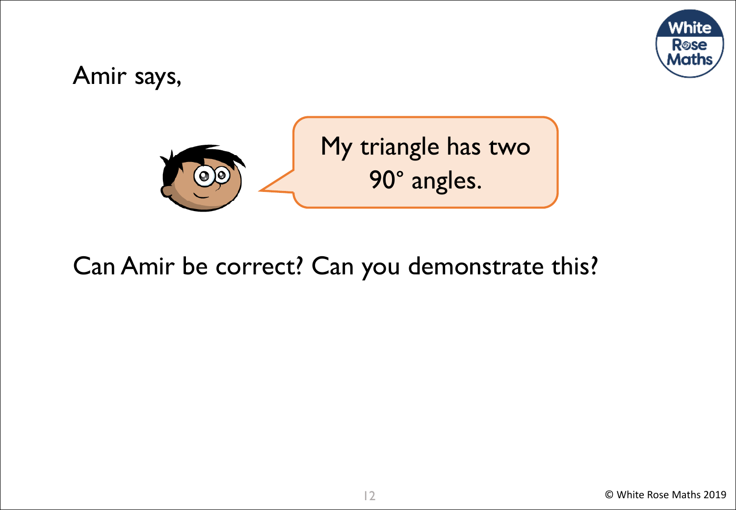Amir says,

> My triangle has two 90° angles.

Can Amir be correct? Can you demonstrate this?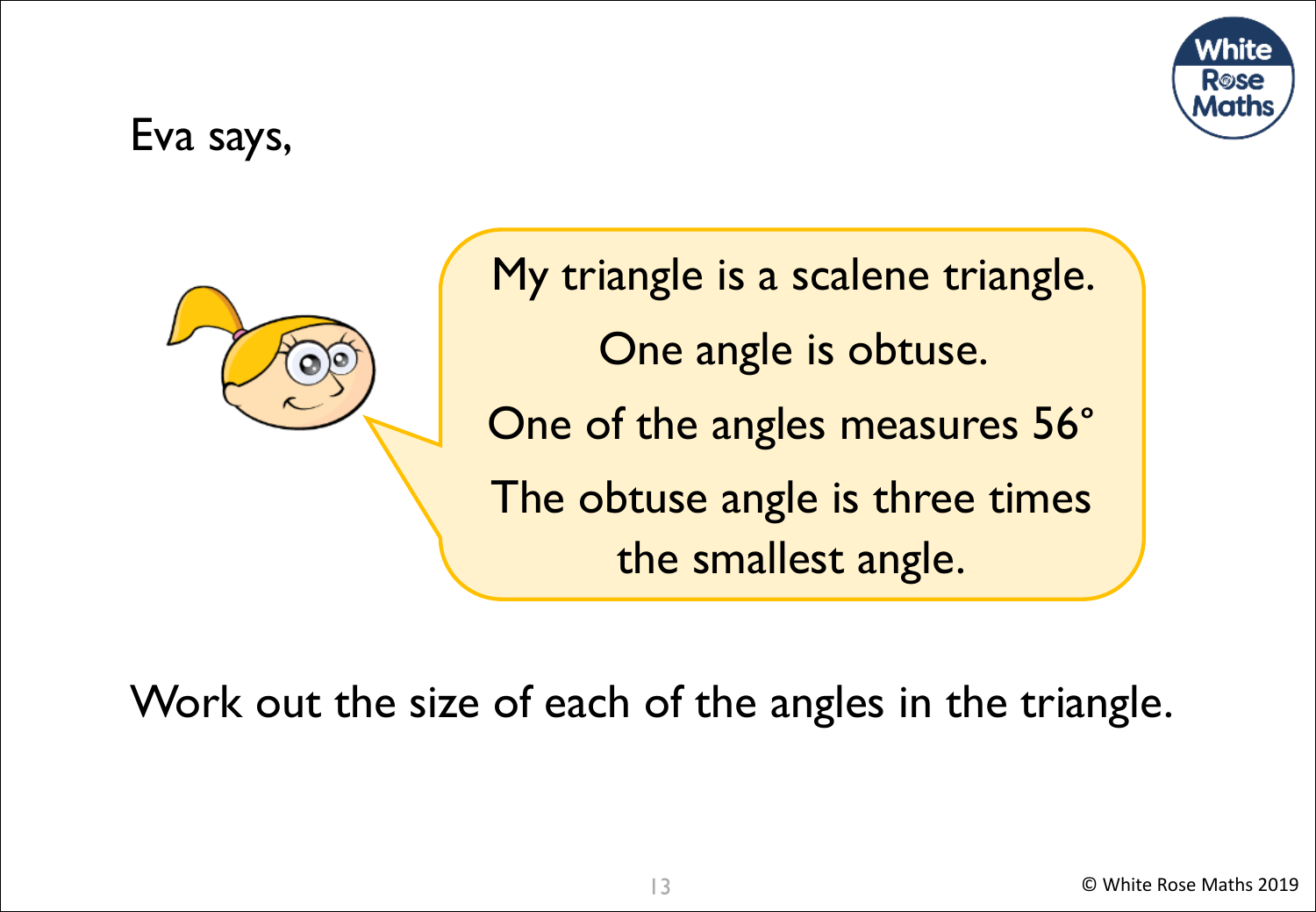Eva says,

My triangle is a scalene triangle.

One angle is obtuse.

One of the angles measures 56°

The obtuse angle is three times the smallest angle.

Work out the size of each of the angles in the triangle.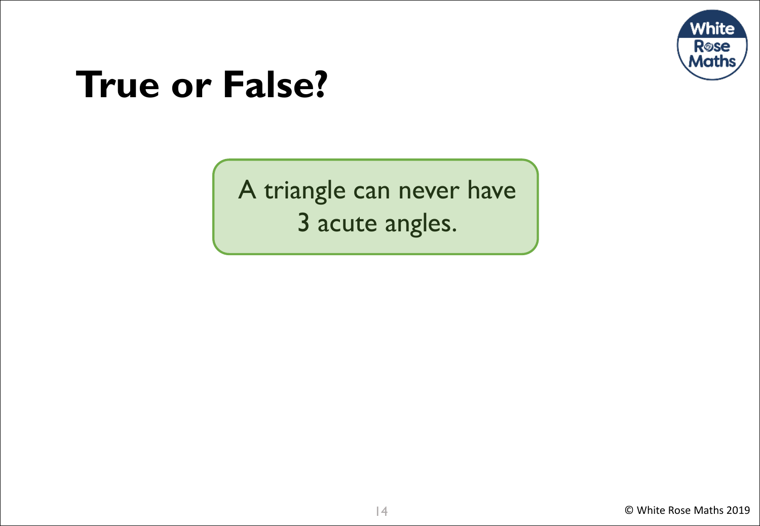# True or False?

A triangle can never have 3 acute angles.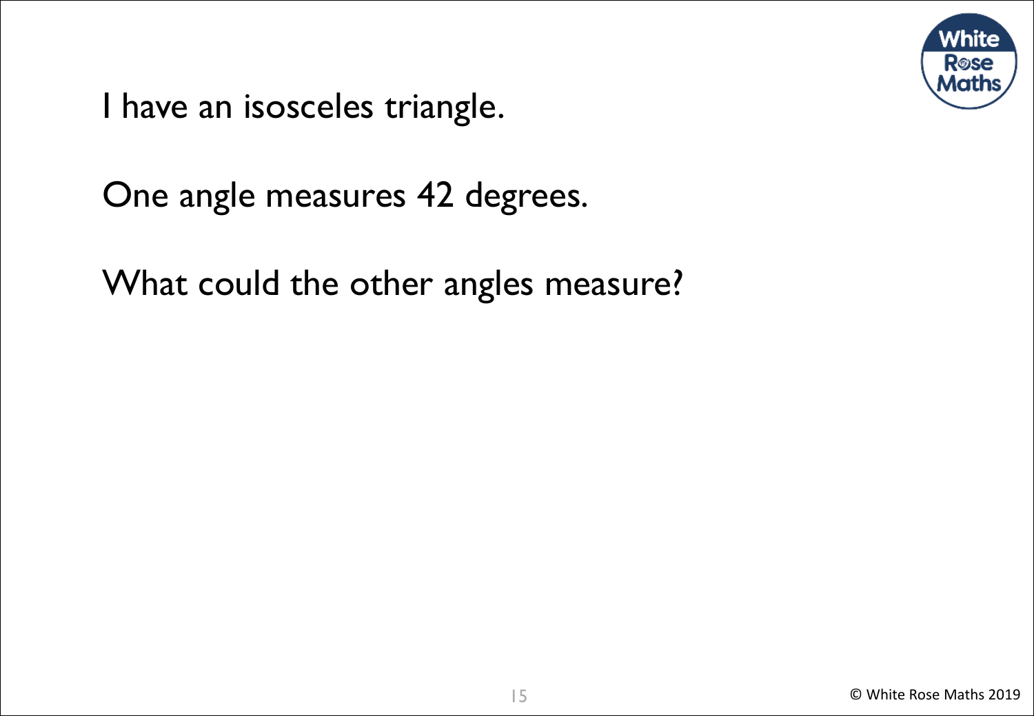I have an isosceles triangle.

One angle measures 42 degrees.

What could the other angles measure?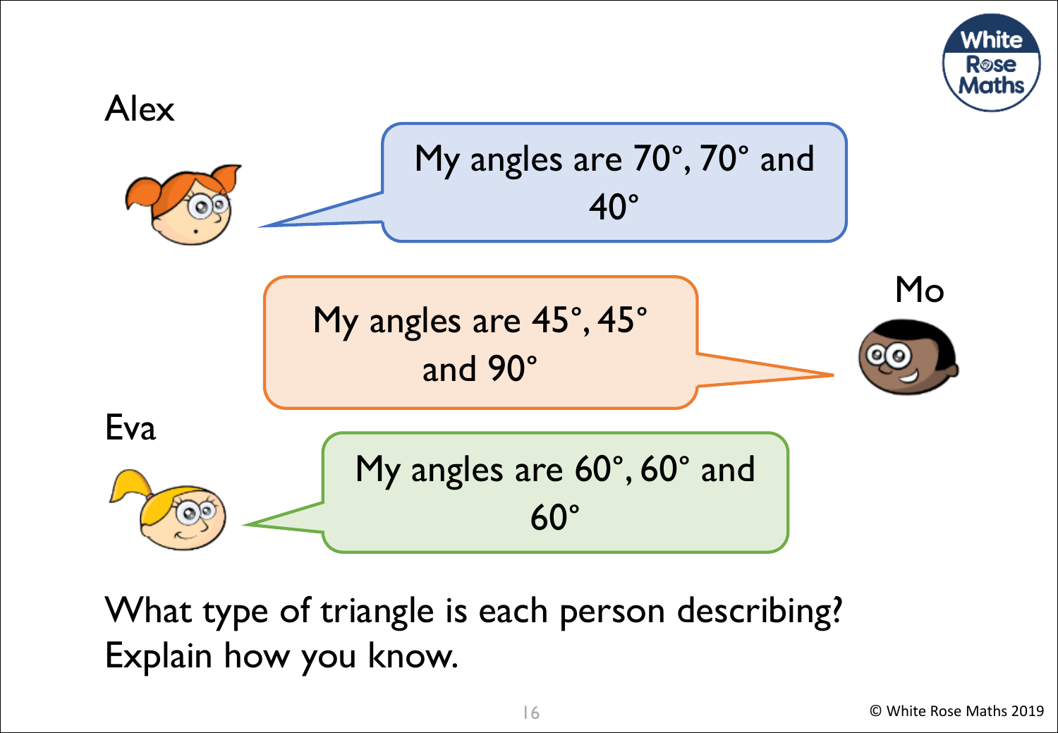Alex

My angles are 70°, 70° and 40°

Mo

My angles are 45°, 45° and 90°

Eva

My angles are 60°, 60° and 60°

What type of triangle is each person describing? Explain how you know.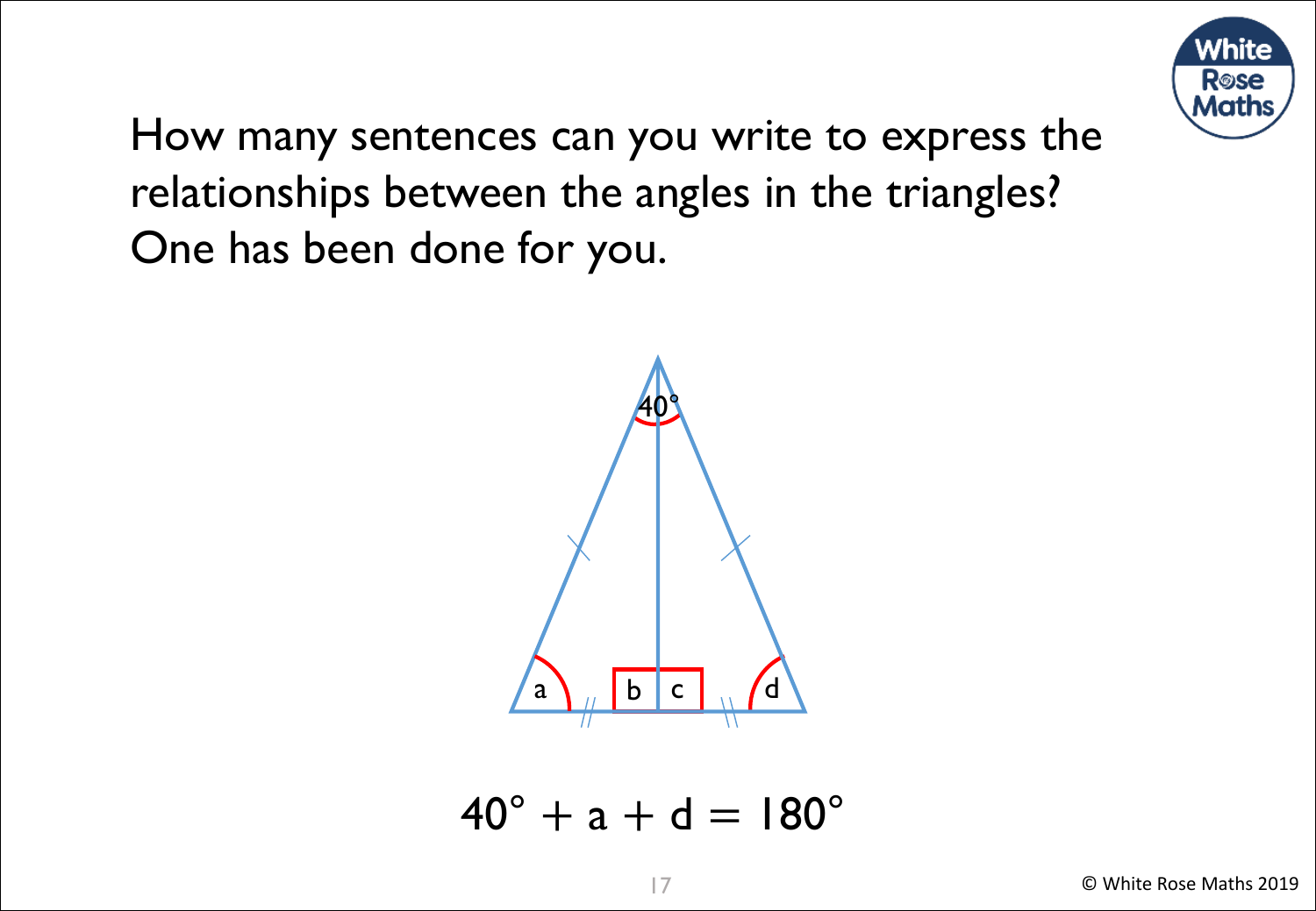How many sentences can you write to express the relationships between the angles in the triangles? One has been done for you.

$$40° + a + d = 180°$$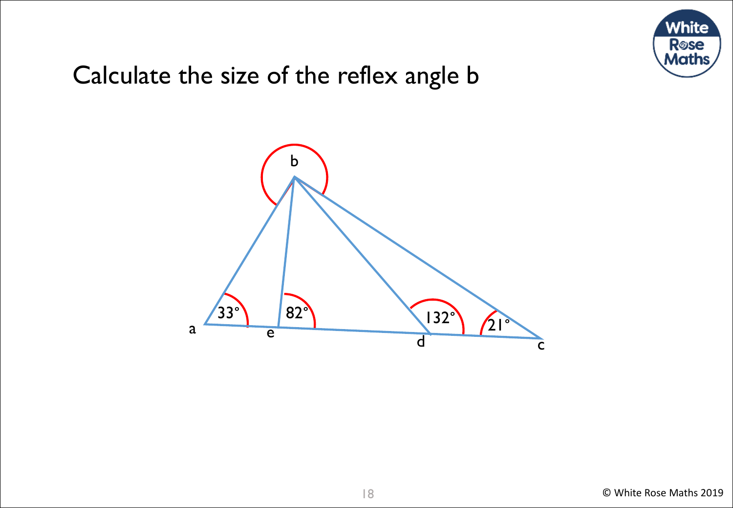# Calculate the size of the reflex angle b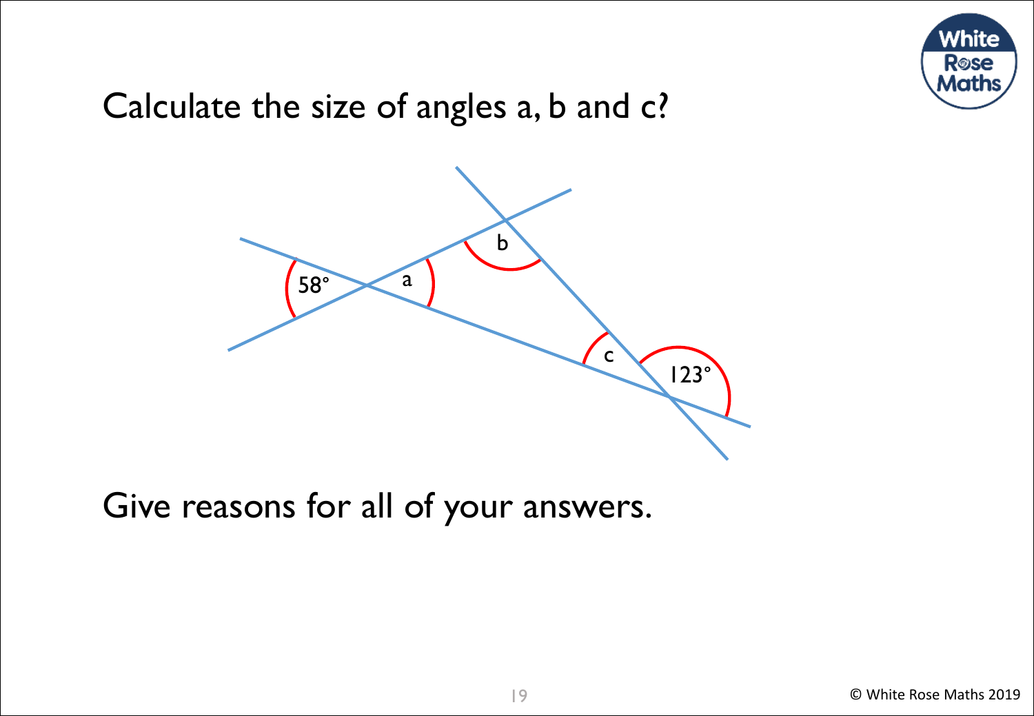Calculate the size of angles a, b and c?

Give reasons for all of your answers.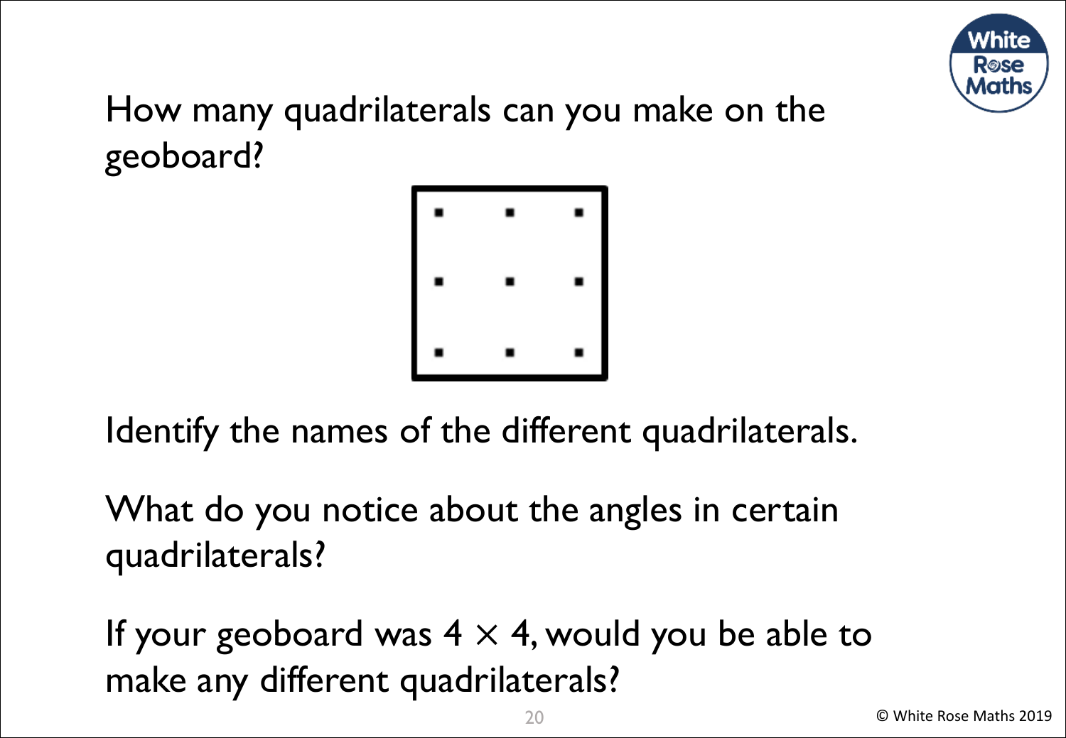How many quadrilaterals can you make on the geoboard?

Identify the names of the different quadrilaterals.

What do you notice about the angles in certain quadrilaterals?

If your geoboard was $4 \times 4$, would you be able to make any different quadrilaterals?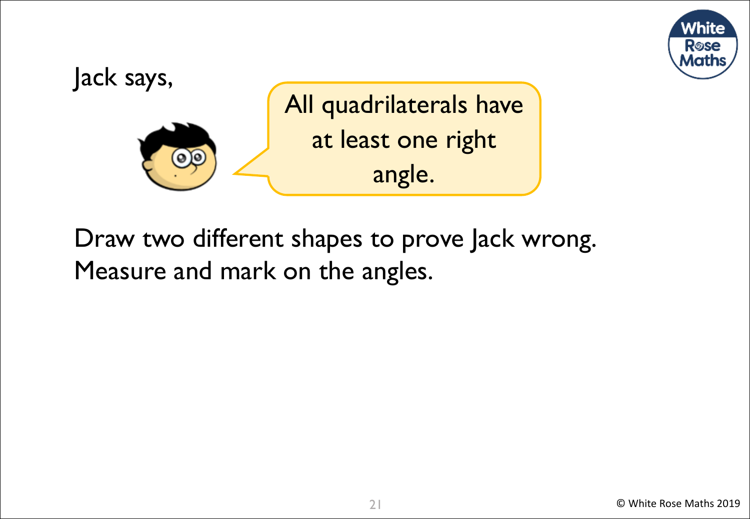Jack says,

All quadrilaterals have at least one right angle.

Draw two different shapes to prove Jack wrong.
Measure and mark on the angles.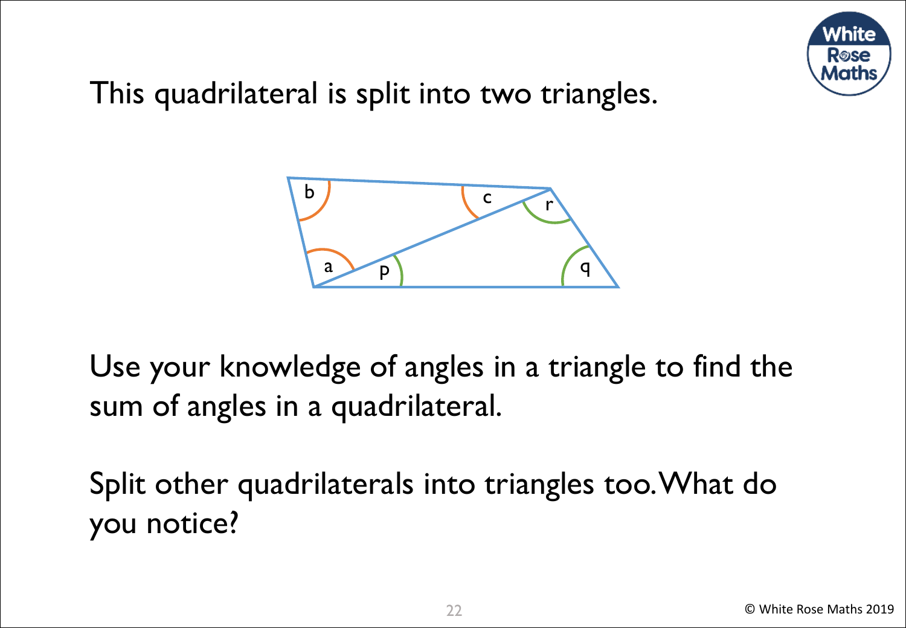This quadrilateral is split into two triangles.

Use your knowledge of angles in a triangle to find the sum of angles in a quadrilateral.

Split other quadrilaterals into triangles too. What do you notice?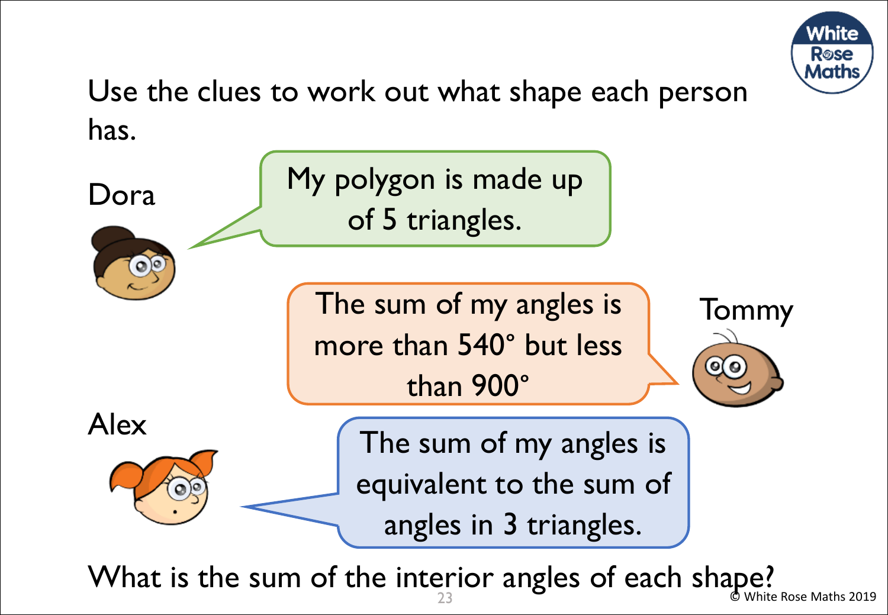Use the clues to work out what shape each person has.

**Dora**: My polygon is made up of 5 triangles.

**Tommy**: The sum of my angles is more than 540° but less than 900°

**Alex**: The sum of my angles is equivalent to the sum of angles in 3 triangles.

What is the sum of the interior angles of each shape?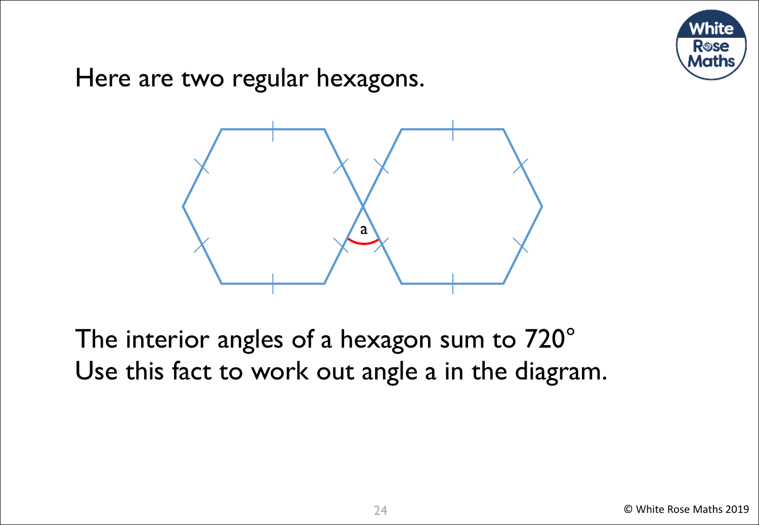Here are two regular hexagons.

The interior angles of a hexagon sum to 720°
Use this fact to work out angle a in the diagram.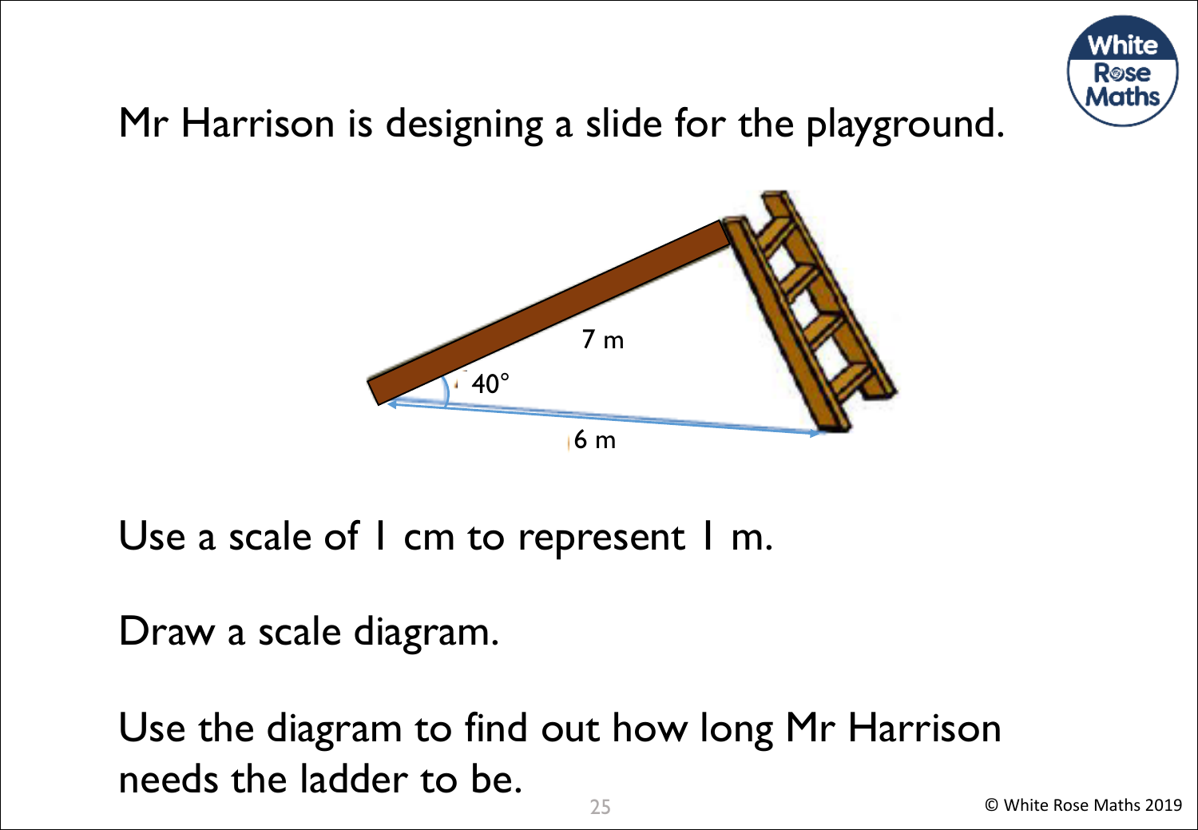Mr Harrison is designing a slide for the playground.

7 m

40°

6 m

Use a scale of 1 cm to represent 1 m.

Draw a scale diagram.

Use the diagram to find out how long Mr Harrison needs the ladder to be.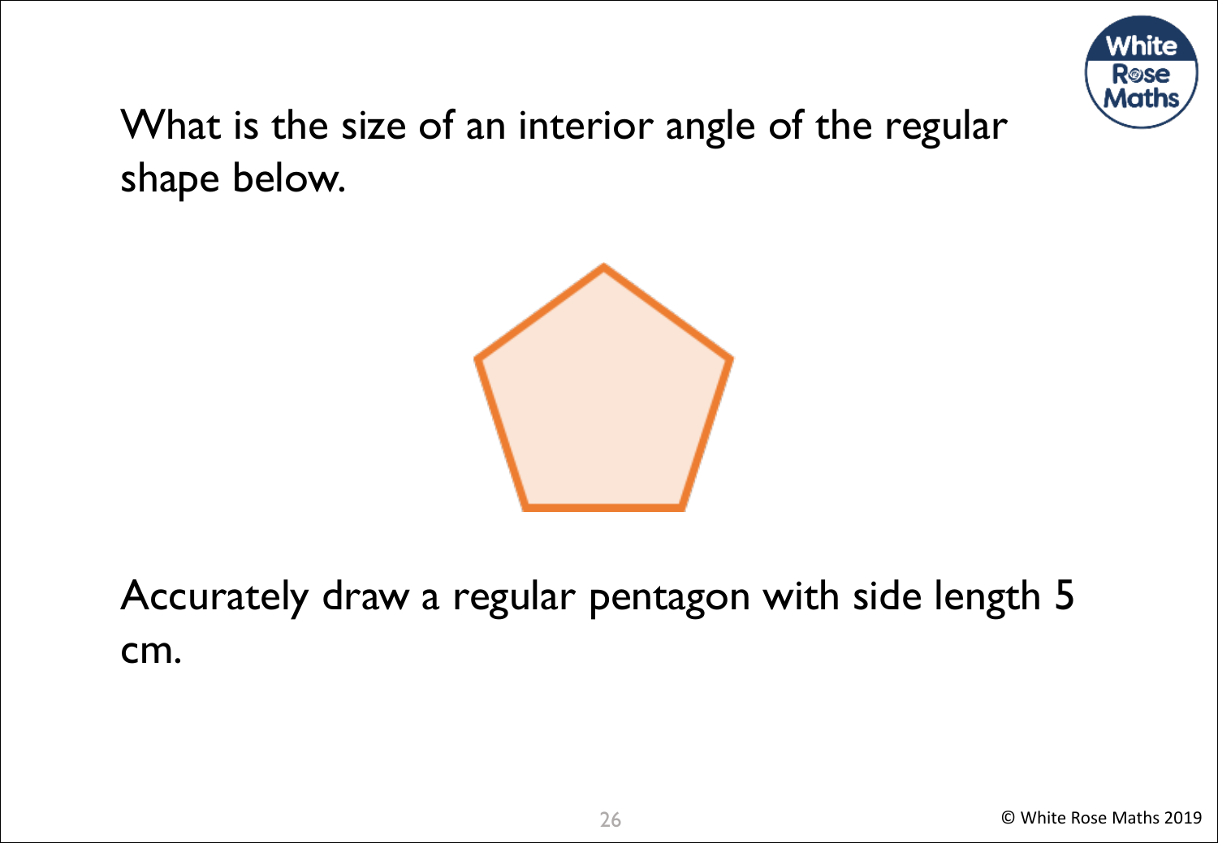What is the size of an interior angle of the regular shape below.

Accurately draw a regular pentagon with side length 5 cm.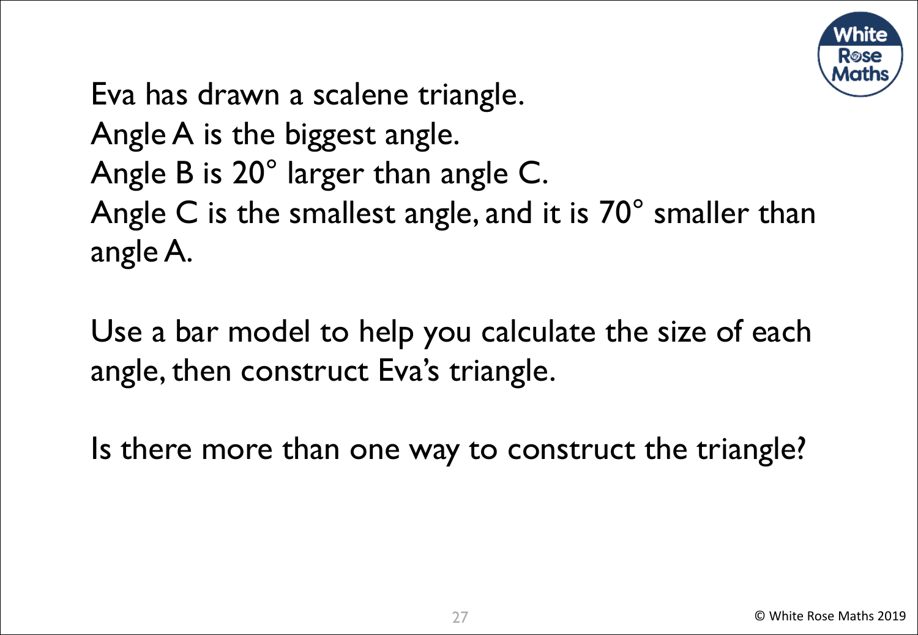Eva has drawn a scalene triangle.
Angle A is the biggest angle.
Angle B is 20° larger than angle C.
Angle C is the smallest angle, and it is 70° smaller than angle A.

Use a bar model to help you calculate the size of each angle, then construct Eva's triangle.

Is there more than one way to construct the triangle?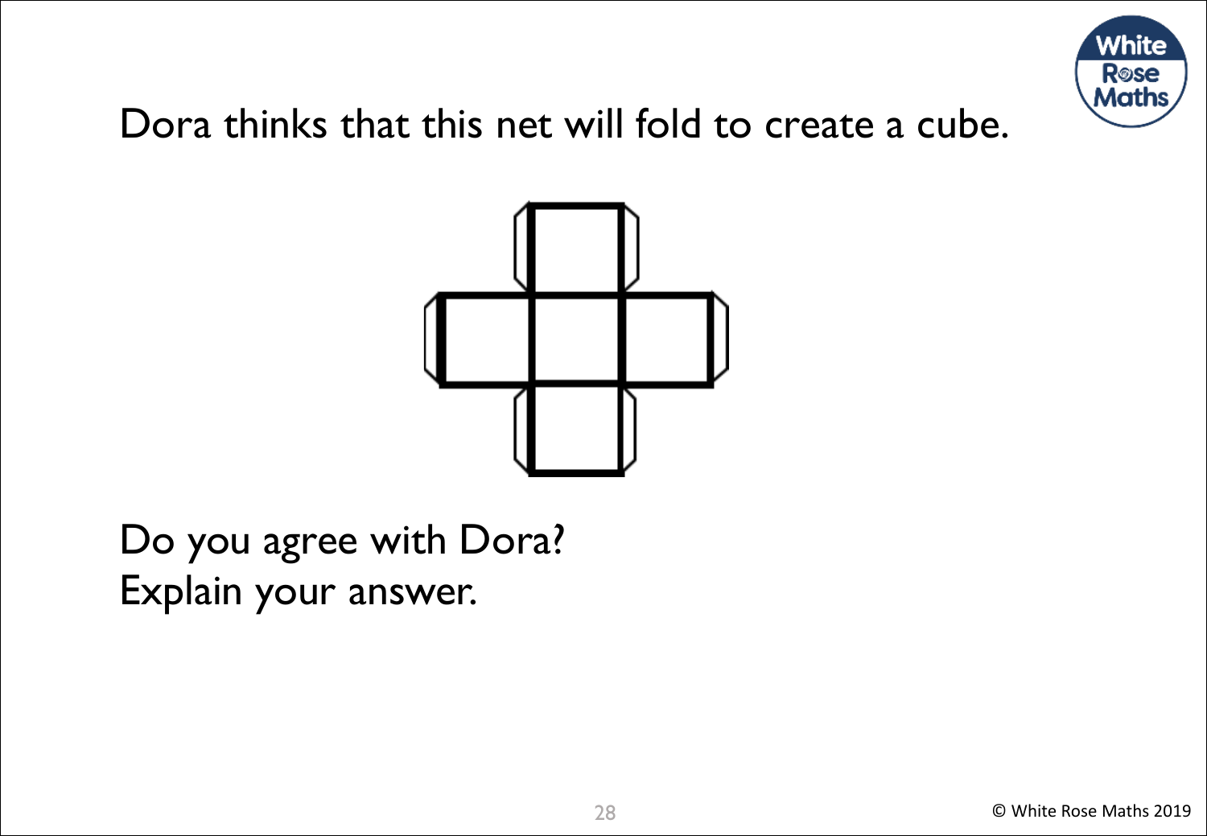Dora thinks that this net will fold to create a cube.

Do you agree with Dora?
Explain your answer.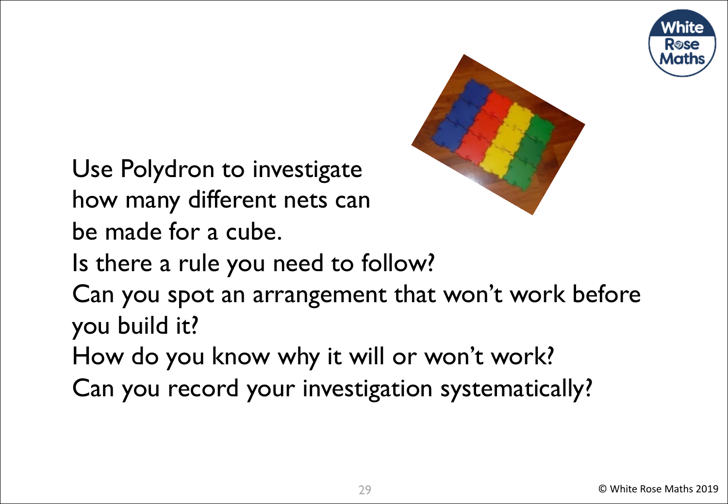Use Polydron to investigate how many different nets can be made for a cube.

Is there a rule you need to follow?

Can you spot an arrangement that won't work before you build it?

How do you know why it will or won't work?

Can you record your investigation systematically?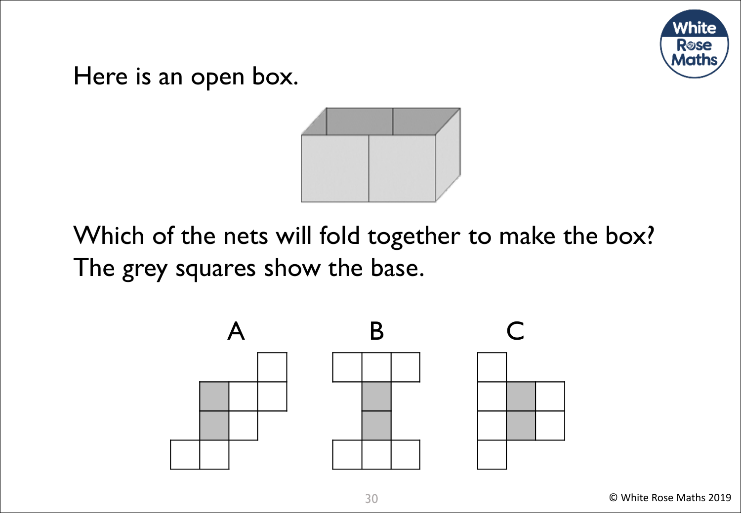Here is an open box.

Which of the nets will fold together to make the box?
The grey squares show the base.

A

B

C